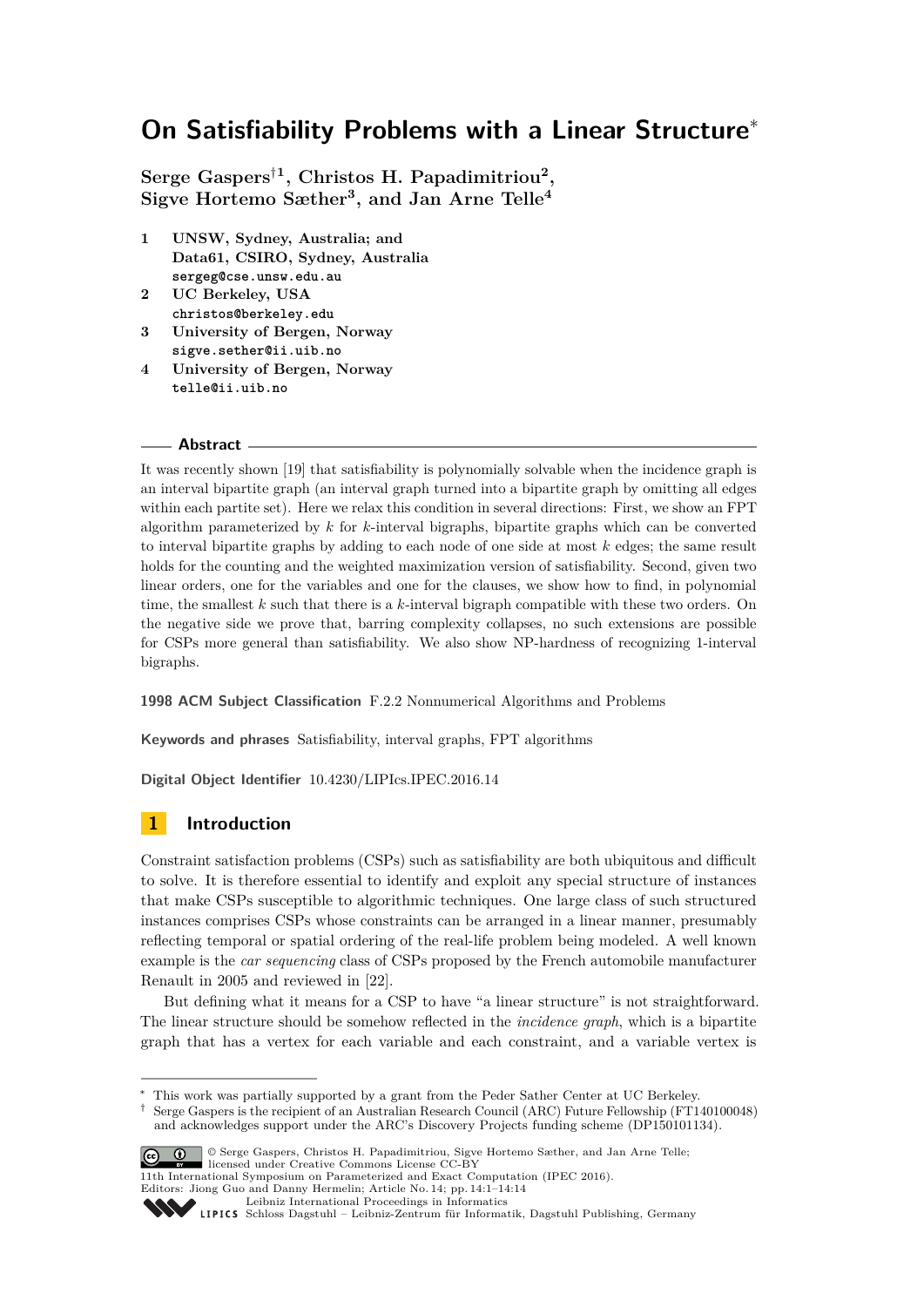# On Satisfiability Problems with a Linear Structure*

**Serge Gaspers[†1], Christos H. Papadimitriou[2], Sigve Hortemo Sæther[3], and Jan Arne Telle[4]**

1. **UNSW, Sydney, Australia; and Data61, CSIRO, Sydney, Australia**
   `sergeg@cse.unsw.edu.au`
2. **UC Berkeley, USA**
   `christos@berkeley.edu`
3. **University of Bergen, Norway**
   `sigve.sether@ii.uib.no`
4. **University of Bergen, Norway**
   `telle@ii.uib.no`

## Abstract

It was recently shown [19] that satisfiability is polynomially solvable when the incidence graph is an interval bipartite graph (an interval graph turned into a bipartite graph by omitting all edges within each partite set). Here we relax this condition in several directions: First, we show an FPT algorithm parameterized by $k$ for $k$-interval bigraphs, bipartite graphs which can be converted to interval bipartite graphs by adding to each node of one side at most $k$ edges; the same result holds for the counting and the weighted maximization version of satisfiability. Second, given two linear orders, one for the variables and one for the clauses, we show how to find, in polynomial time, the smallest $k$ such that there is a $k$-interval bigraph compatible with these two orders. On the negative side we prove that, barring complexity collapses, no such extensions are possible for CSPs more general than satisfiability. We also show NP-hardness of recognizing 1-interval bigraphs.

**1998 ACM Subject Classification** F.2.2 Nonnumerical Algorithms and Problems

**Keywords and phrases** Satisfiability, interval graphs, FPT algorithms

**Digital Object Identifier** 10.4230/LIPIcs.IPEC.2016.14

## 1 Introduction

Constraint satisfaction problems (CSPs) such as satisfiability are both ubiquitous and difficult to solve. It is therefore essential to identify and exploit any special structure of instances that make CSPs susceptible to algorithmic techniques. One large class of such structured instances comprises CSPs whose constraints can be arranged in a linear manner, presumably reflecting temporal or spatial ordering of the real-life problem being modeled. A well known example is the *car sequencing* class of CSPs proposed by the French automobile manufacturer Renault in 2005 and reviewed in [22].

But defining what it means for a CSP to have "a linear structure" is not straightforward. The linear structure should be somehow reflected in the *incidence graph*, which is a bipartite graph that has a vertex for each variable and each constraint, and a variable vertex is

---

* This work was partially supported by a grant from the Peder Sather Center at UC Berkeley.
† Serge Gaspers is the recipient of an Australian Research Council (ARC) Future Fellowship (FT140100048) and acknowledges support under the ARC's Discovery Projects funding scheme (DP150101134).

© Serge Gaspers, Christos H. Papadimitriou, Sigve Hortemo Sæther, and Jan Arne Telle; licensed under Creative Commons License CC-BY
11th International Symposium on Parameterized and Exact Computation (IPEC 2016).
Editors: Jiong Guo and Danny Hermelin; Article No. 14; pp. 14:1–14:14
Leibniz International Proceedings in Informatics
LIPICS Schloss Dagstuhl – Leibniz-Zentrum für Informatik, Dagstuhl Publishing, Germany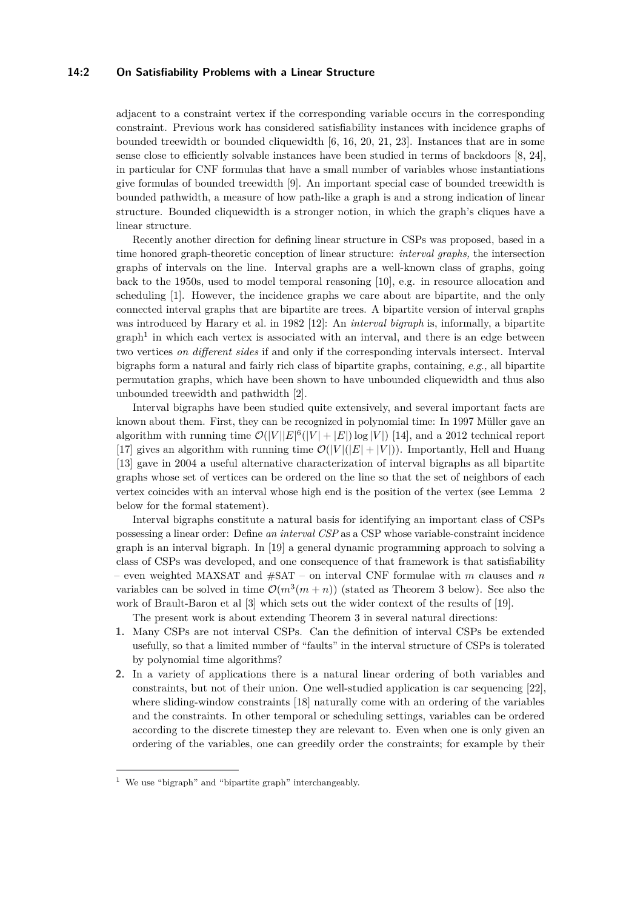adjacent to a constraint vertex if the corresponding variable occurs in the corresponding constraint. Previous work has considered satisfiability instances with incidence graphs of bounded treewidth or bounded cliquewidth [6, 16, 20, 21, 23]. Instances that are in some sense close to efficiently solvable instances have been studied in terms of backdoors [8, 24], in particular for CNF formulas that have a small number of variables whose instantiations give formulas of bounded treewidth [9]. An important special case of bounded treewidth is bounded pathwidth, a measure of how path-like a graph is and a strong indication of linear structure. Bounded cliquewidth is a stronger notion, in which the graph's cliques have a linear structure.

Recently another direction for defining linear structure in CSPs was proposed, based in a time honored graph-theoretic conception of linear structure: *interval graphs,* the intersection graphs of intervals on the line. Interval graphs are a well-known class of graphs, going back to the 1950s, used to model temporal reasoning [10], e.g. in resource allocation and scheduling [1]. However, the incidence graphs we care about are bipartite, and the only connected interval graphs that are bipartite are trees. A bipartite version of interval graphs was introduced by Harary et al. in 1982 [12]: An *interval bigraph* is, informally, a bipartite graph[1] in which each vertex is associated with an interval, and there is an edge between two vertices *on different sides* if and only if the corresponding intervals intersect. Interval bigraphs form a natural and fairly rich class of bipartite graphs, containing, *e.g.,* all bipartite permutation graphs, which have been shown to have unbounded cliquewidth and thus also unbounded treewidth and pathwidth [2].

Interval bigraphs have been studied quite extensively, and several important facts are known about them. First, they can be recognized in polynomial time: In 1997 Müller gave an algorithm with running time $\mathcal{O}(|V||E|^6(|V|+|E|)\log|V|)$ [14], and a 2012 technical report [17] gives an algorithm with running time $\mathcal{O}(|V|(|E|+|V|))$. Importantly, Hell and Huang [13] gave in 2004 a useful alternative characterization of interval bigraphs as all bipartite graphs whose set of vertices can be ordered on the line so that the set of neighbors of each vertex coincides with an interval whose high end is the position of the vertex (see Lemma 2 below for the formal statement).

Interval bigraphs constitute a natural basis for identifying an important class of CSPs possessing a linear order: Define *an interval CSP* as a CSP whose variable-constraint incidence graph is an interval bigraph. In [19] a general dynamic programming approach to solving a class of CSPs was developed, and one consequence of that framework is that satisfiability – even weighted MAXSAT and #SAT – on interval CNF formulae with $m$ clauses and $n$ variables can be solved in time $\mathcal{O}(m^3(m+n))$ (stated as Theorem 3 below). See also the work of Brault-Baron et al [3] which sets out the wider context of the results of [19].

The present work is about extending Theorem 3 in several natural directions:

1. Many CSPs are not interval CSPs. Can the definition of interval CSPs be extended usefully, so that a limited number of "faults" in the interval structure of CSPs is tolerated by polynomial time algorithms?
2. In a variety of applications there is a natural linear ordering of both variables and constraints, but not of their union. One well-studied application is car sequencing [22], where sliding-window constraints [18] naturally come with an ordering of the variables and the constraints. In other temporal or scheduling settings, variables can be ordered according to the discrete timestep they are relevant to. Even when one is only given an ordering of the variables, one can greedily order the constraints; for example by their

[1] We use "bigraph" and "bipartite graph" interchangeably.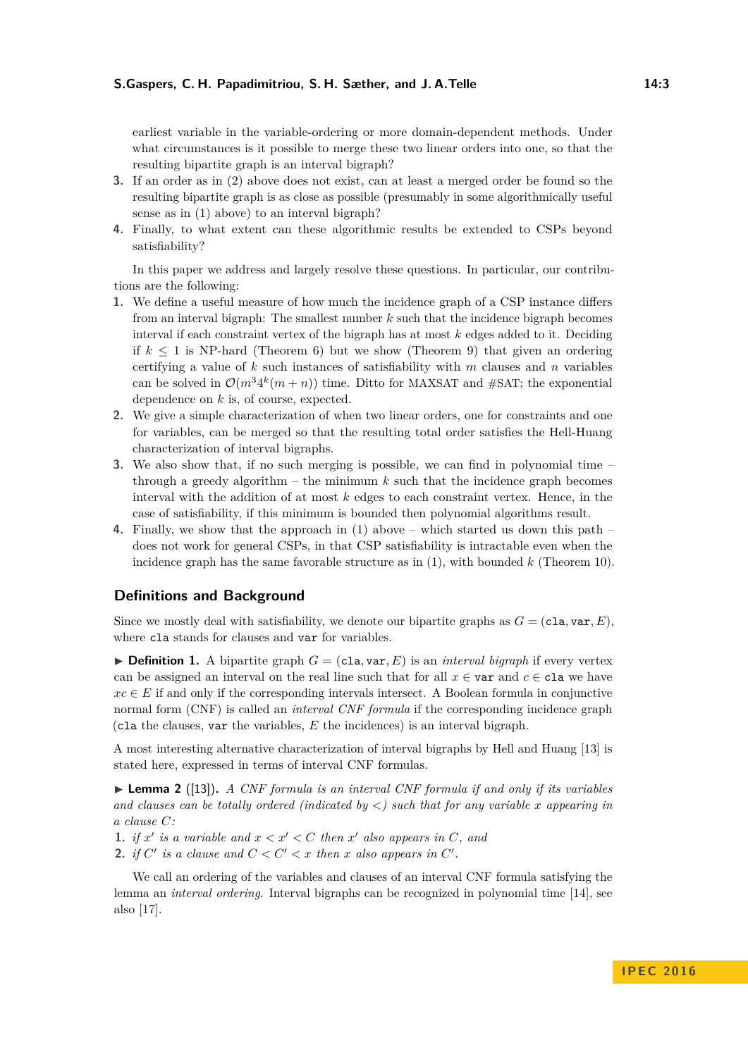earliest variable in the variable-ordering or more domain-dependent methods. Under what circumstances is it possible to merge these two linear orders into one, so that the resulting bipartite graph is an interval bigraph?

3. If an order as in (2) above does not exist, can at least a merged order be found so the resulting bipartite graph is as close as possible (presumably in some algorithmically useful sense as in (1) above) to an interval bigraph?
4. Finally, to what extent can these algorithmic results be extended to CSPs beyond satisfiability?

In this paper we address and largely resolve these questions. In particular, our contributions are the following:

1. We define a useful measure of how much the incidence graph of a CSP instance differs from an interval bigraph: The smallest number $k$ such that the incidence bigraph becomes interval if each constraint vertex of the bigraph has at most $k$ edges added to it. Deciding if $k \leq 1$ is NP-hard (Theorem 6) but we show (Theorem 9) that given an ordering certifying a value of $k$ such instances of satisfiability with $m$ clauses and $n$ variables can be solved in $\mathcal{O}(m^3 4^k (m+n))$ time. Ditto for MAXSAT and #SAT; the exponential dependence on $k$ is, of course, expected.
2. We give a simple characterization of when two linear orders, one for constraints and one for variables, can be merged so that the resulting total order satisfies the Hell-Huang characterization of interval bigraphs.
3. We also show that, if no such merging is possible, we can find in polynomial time – through a greedy algorithm – the minimum $k$ such that the incidence graph becomes interval with the addition of at most $k$ edges to each constraint vertex. Hence, in the case of satisfiability, if this minimum is bounded then polynomial algorithms result.
4. Finally, we show that the approach in (1) above – which started us down this path – does not work for general CSPs, in that CSP satisfiability is intractable even when the incidence graph has the same favorable structure as in (1), with bounded $k$ (Theorem 10).

## Definitions and Background

Since we mostly deal with satisfiability, we denote our bipartite graphs as $G = (\texttt{cla}, \texttt{var}, E)$, where `cla` stands for clauses and `var` for variables.

▶ **Definition 1.** A bipartite graph $G = (\texttt{cla}, \texttt{var}, E)$ is an *interval bigraph* if every vertex can be assigned an interval on the real line such that for all $x \in \texttt{var}$ and $c \in \texttt{cla}$ we have $xc \in E$ if and only if the corresponding intervals intersect. A Boolean formula in conjunctive normal form (CNF) is called an *interval CNF formula* if the corresponding incidence graph (`cla` the clauses, `var` the variables, $E$ the incidences) is an interval bigraph.

A most interesting alternative characterization of interval bigraphs by Hell and Huang [13] is stated here, expressed in terms of interval CNF formulas.

▶ **Lemma 2** ([13]). *A CNF formula is an interval CNF formula if and only if its variables and clauses can be totally ordered (indicated by $<$) such that for any variable $x$ appearing in a clause $C$:*

1. *if $x'$ is a variable and $x < x' < C$ then $x'$ also appears in $C$, and*
2. *if $C'$ is a clause and $C < C' < x$ then $x$ also appears in $C'$.*

We call an ordering of the variables and clauses of an interval CNF formula satisfying the lemma an *interval ordering*. Interval bigraphs can be recognized in polynomial time [14], see also [17].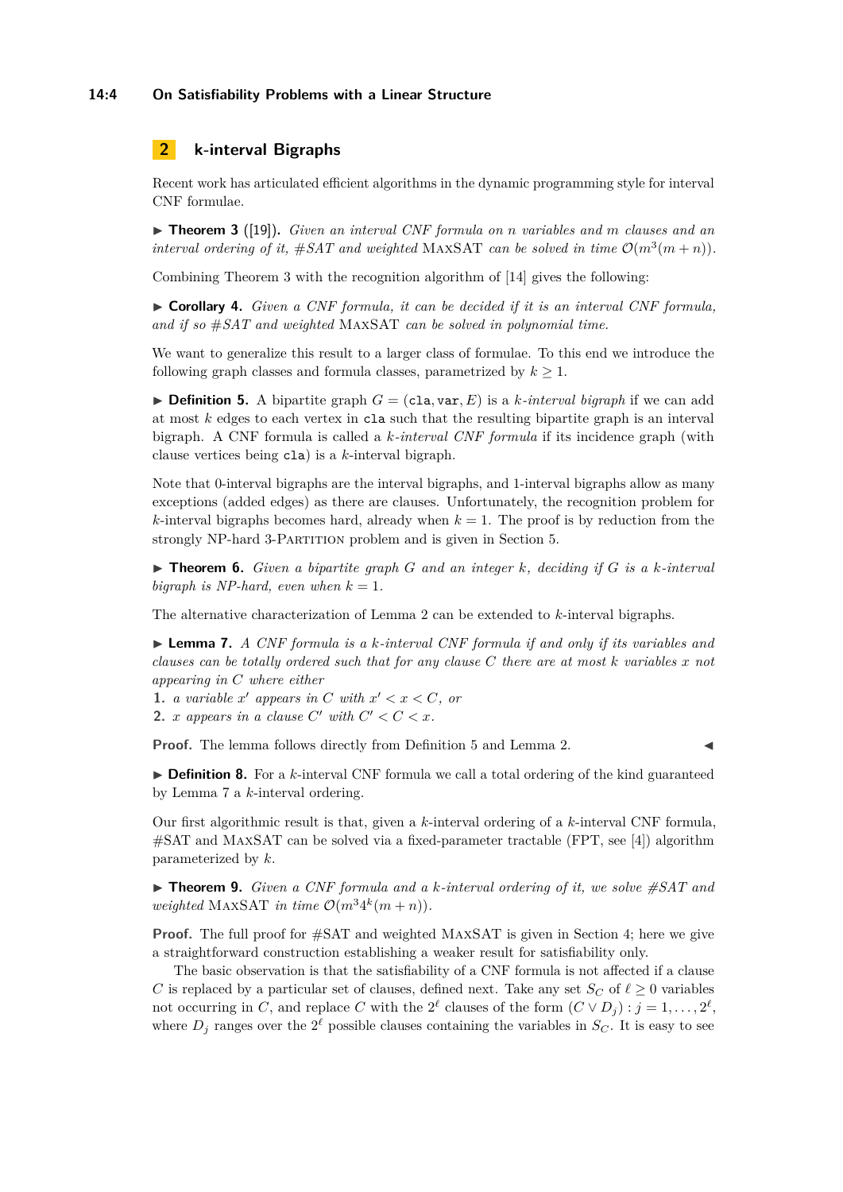## 2 k-interval Bigraphs

Recent work has articulated efficient algorithms in the dynamic programming style for interval CNF formulae.

▶ **Theorem 3** ([19]). *Given an interval CNF formula on $n$ variables and $m$ clauses and an interval ordering of it, #SAT and weighted* MaxSAT *can be solved in time $\mathcal{O}(m^3(m+n))$.*

Combining Theorem 3 with the recognition algorithm of [14] gives the following:

▶ **Corollary 4.** *Given a CNF formula, it can be decided if it is an interval CNF formula, and if so #SAT and weighted* MaxSAT *can be solved in polynomial time.*

We want to generalize this result to a larger class of formulae. To this end we introduce the following graph classes and formula classes, parametrized by $k \geq 1$.

▶ **Definition 5.** A bipartite graph $G = (\texttt{cla}, \texttt{var}, E)$ is a *$k$-interval bigraph* if we can add at most $k$ edges to each vertex in $\texttt{cla}$ such that the resulting bipartite graph is an interval bigraph. A CNF formula is called a *$k$-interval CNF formula* if its incidence graph (with clause vertices being $\texttt{cla}$) is a $k$-interval bigraph.

Note that 0-interval bigraphs are the interval bigraphs, and 1-interval bigraphs allow as many exceptions (added edges) as there are clauses. Unfortunately, the recognition problem for $k$-interval bigraphs becomes hard, already when $k = 1$. The proof is by reduction from the strongly NP-hard 3-Partition problem and is given in Section 5.

▶ **Theorem 6.** *Given a bipartite graph $G$ and an integer $k$, deciding if $G$ is a $k$-interval bigraph is NP-hard, even when $k = 1$.*

The alternative characterization of Lemma 2 can be extended to $k$-interval bigraphs.

▶ **Lemma 7.** *A CNF formula is a $k$-interval CNF formula if and only if its variables and clauses can be totally ordered such that for any clause $C$ there are at most $k$ variables $x$ not appearing in $C$ where either*

1. *a variable $x'$ appears in $C$ with $x' < x < C$, or*
2. *$x$ appears in a clause $C'$ with $C' < C < x$.*

**Proof.** The lemma follows directly from Definition 5 and Lemma 2. ◀

▶ **Definition 8.** For a $k$-interval CNF formula we call a total ordering of the kind guaranteed by Lemma 7 a $k$-interval ordering.

Our first algorithmic result is that, given a $k$-interval ordering of a $k$-interval CNF formula, #SAT and MaxSAT can be solved via a fixed-parameter tractable (FPT, see [4]) algorithm parameterized by $k$.

▶ **Theorem 9.** *Given a CNF formula and a $k$-interval ordering of it, we solve #SAT and weighted* MaxSAT *in time $\mathcal{O}(m^3 4^k(m+n))$.*

**Proof.** The full proof for #SAT and weighted MaxSAT is given in Section 4; here we give a straightforward construction establishing a weaker result for satisfiability only.

The basic observation is that the satisfiability of a CNF formula is not affected if a clause $C$ is replaced by a particular set of clauses, defined next. Take any set $S_C$ of $\ell \geq 0$ variables not occurring in $C$, and replace $C$ with the $2^\ell$ clauses of the form $(C \vee D_j) : j = 1, \ldots, 2^\ell$, where $D_j$ ranges over the $2^\ell$ possible clauses containing the variables in $S_C$. It is easy to see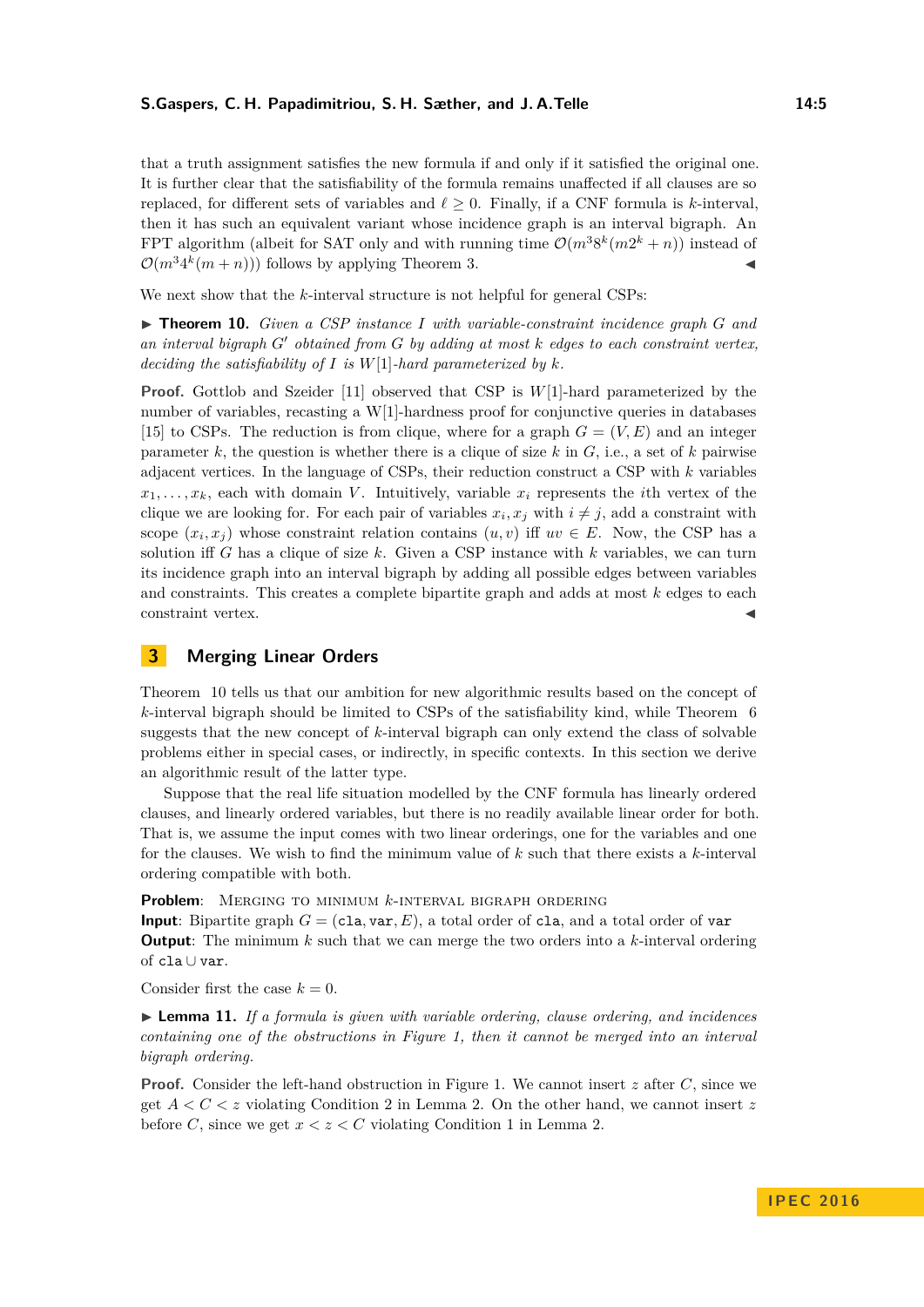that a truth assignment satisfies the new formula if and only if it satisfied the original one. It is further clear that the satisfiability of the formula remains unaffected if all clauses are so replaced, for different sets of variables and $\ell \geq 0$. Finally, if a CNF formula is $k$-interval, then it has such an equivalent variant whose incidence graph is an interval bigraph. An FPT algorithm (albeit for SAT only and with running time $\mathcal{O}(m^3 8^k(m2^k + n))$ instead of $\mathcal{O}(m^3 4^k(m + n))$) follows by applying Theorem 3. ◀

We next show that the $k$-interval structure is not helpful for general CSPs:

▶ **Theorem 10.** *Given a CSP instance $I$ with variable-constraint incidence graph $G$ and an interval bigraph $G'$ obtained from $G$ by adding at most $k$ edges to each constraint vertex, deciding the satisfiability of $I$ is $W[1]$-hard parameterized by $k$.*

**Proof.** Gottlob and Szeider [11] observed that CSP is $W[1]$-hard parameterized by the number of variables, recasting a W[1]-hardness proof for conjunctive queries in databases [15] to CSPs. The reduction is from clique, where for a graph $G = (V, E)$ and an integer parameter $k$, the question is whether there is a clique of size $k$ in $G$, i.e., a set of $k$ pairwise adjacent vertices. In the language of CSPs, their reduction construct a CSP with $k$ variables $x_1, \ldots, x_k$, each with domain $V$. Intuitively, variable $x_i$ represents the $i$th vertex of the clique we are looking for. For each pair of variables $x_i, x_j$ with $i \neq j$, add a constraint with scope $(x_i, x_j)$ whose constraint relation contains $(u, v)$ iff $uv \in E$. Now, the CSP has a solution iff $G$ has a clique of size $k$. Given a CSP instance with $k$ variables, we can turn its incidence graph into an interval bigraph by adding all possible edges between variables and constraints. This creates a complete bipartite graph and adds at most $k$ edges to each constraint vertex. ◀

## 3 Merging Linear Orders

Theorem 10 tells us that our ambition for new algorithmic results based on the concept of $k$-interval bigraph should be limited to CSPs of the satisfiability kind, while Theorem 6 suggests that the new concept of $k$-interval bigraph can only extend the class of solvable problems either in special cases, or indirectly, in specific contexts. In this section we derive an algorithmic result of the latter type.

Suppose that the real life situation modelled by the CNF formula has linearly ordered clauses, and linearly ordered variables, but there is no readily available linear order for both. That is, we assume the input comes with two linear orderings, one for the variables and one for the clauses. We wish to find the minimum value of $k$ such that there exists a $k$-interval ordering compatible with both.

**Problem**: Merging to minimum $k$-interval bigraph ordering
**Input**: Bipartite graph $G = (\texttt{cla}, \texttt{var}, E)$, a total order of $\texttt{cla}$, and a total order of $\texttt{var}$
**Output**: The minimum $k$ such that we can merge the two orders into a $k$-interval ordering of $\texttt{cla} \cup \texttt{var}$.

Consider first the case $k = 0$.

▶ **Lemma 11.** *If a formula is given with variable ordering, clause ordering, and incidences containing one of the obstructions in Figure 1, then it cannot be merged into an interval bigraph ordering.*

**Proof.** Consider the left-hand obstruction in Figure 1. We cannot insert $z$ after $C$, since we get $A < C < z$ violating Condition 2 in Lemma 2. On the other hand, we cannot insert $z$ before $C$, since we get $x < z < C$ violating Condition 1 in Lemma 2.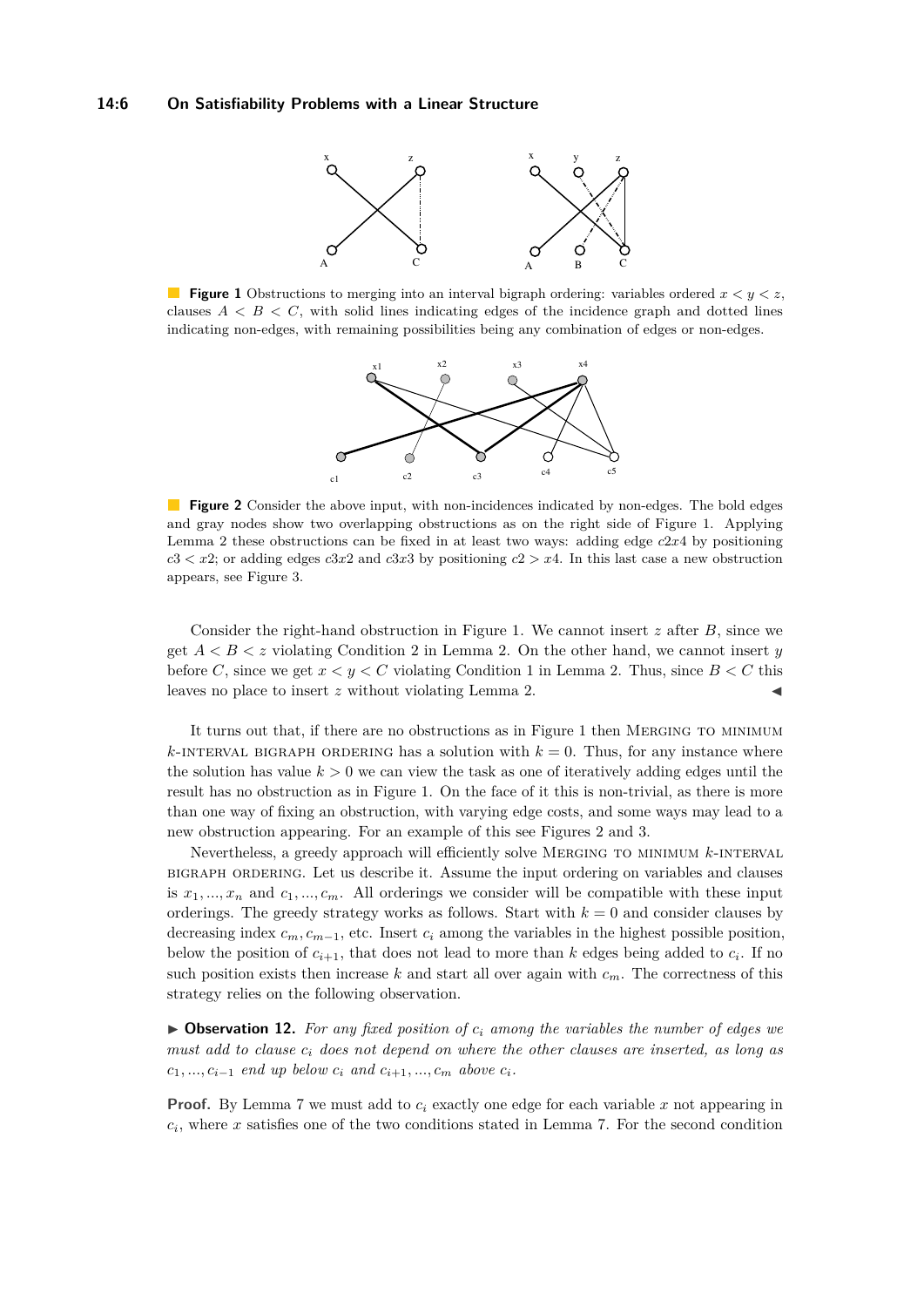**Figure 1** Obstructions to merging into an interval bigraph ordering: variables ordered $x < y < z$, clauses $A < B < C$, with solid lines indicating edges of the incidence graph and dotted lines indicating non-edges, with remaining possibilities being any combination of edges or non-edges.

**Figure 2** Consider the above input, with non-incidences indicated by non-edges. The bold edges and gray nodes show two overlapping obstructions as on the right side of Figure 1. Applying Lemma 2 these obstructions can be fixed in at least two ways: adding edge $c2x4$ by positioning $c3 < x2$; or adding edges $c3x2$ and $c3x3$ by positioning $c2 > x4$. In this last case a new obstruction appears, see Figure 3.

Consider the right-hand obstruction in Figure 1. We cannot insert $z$ after $B$, since we get $A < B < z$ violating Condition 2 in Lemma 2. On the other hand, we cannot insert $y$ before $C$, since we get $x < y < C$ violating Condition 1 in Lemma 2. Thus, since $B < C$ this leaves no place to insert $z$ without violating Lemma 2. ◀

It turns out that, if there are no obstructions as in Figure 1 then MERGING TO MINIMUM $k$-INTERVAL BIGRAPH ORDERING has a solution with $k = 0$. Thus, for any instance where the solution has value $k > 0$ we can view the task as one of iteratively adding edges until the result has no obstruction as in Figure 1. On the face of it this is non-trivial, as there is more than one way of fixing an obstruction, with varying edge costs, and some ways may lead to a new obstruction appearing. For an example of this see Figures 2 and 3.

Nevertheless, a greedy approach will efficiently solve MERGING TO MINIMUM $k$-INTERVAL BIGRAPH ORDERING. Let us describe it. Assume the input ordering on variables and clauses is $x_1, ..., x_n$ and $c_1, ..., c_m$. All orderings we consider will be compatible with these input orderings. The greedy strategy works as follows. Start with $k = 0$ and consider clauses by decreasing index $c_m, c_{m-1}$, etc. Insert $c_i$ among the variables in the highest possible position, below the position of $c_{i+1}$, that does not lead to more than $k$ edges being added to $c_i$. If no such position exists then increase $k$ and start all over again with $c_m$. The correctness of this strategy relies on the following observation.

▶ **Observation 12.** *For any fixed position of $c_i$ among the variables the number of edges we must add to clause $c_i$ does not depend on where the other clauses are inserted, as long as $c_1, ..., c_{i-1}$ end up below $c_i$ and $c_{i+1}, ..., c_m$ above $c_i$.*

**Proof.** By Lemma 7 we must add to $c_i$ exactly one edge for each variable $x$ not appearing in $c_i$, where $x$ satisfies one of the two conditions stated in Lemma 7. For the second condition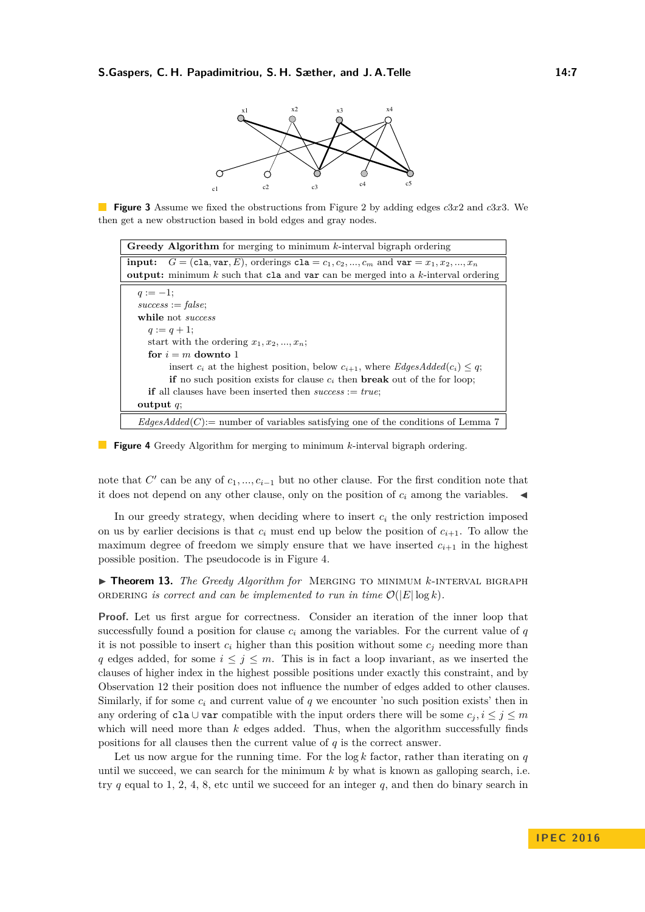**Figure 3** Assume we fixed the obstructions from Figure 2 by adding edges $c3x2$ and $c3x3$. We then get a new obstruction based in bold edges and gray nodes.

```
Greedy Algorithm for merging to minimum k-interval bigraph ordering

input:  G = (cla, var, E), orderings cla = c_1, c_2, ..., c_m and var = x_1, x_2, ..., x_n
output: minimum k such that cla and var can be merged into a k-interval ordering

q := -1;
success := false;
while not success
    q := q + 1;
    start with the ordering x_1, x_2, ..., x_n;
    for i = m downto 1
        insert c_i at the highest position, below c_{i+1}, where EdgesAdded(c_i) <= q;
        if no such position exists for clause c_i then break out of the for loop;
    if all clauses have been inserted then success := true;
output q;

EdgesAdded(C) := number of variables satisfying one of the conditions of Lemma 7
```

**Figure 4** Greedy Algorithm for merging to minimum $k$-interval bigraph ordering.

note that $C'$ can be any of $c_1, ..., c_{i-1}$ but no other clause. For the first condition note that it does not depend on any other clause, only on the position of $c_i$ among the variables. ◀

In our greedy strategy, when deciding where to insert $c_i$ the only restriction imposed on us by earlier decisions is that $c_i$ must end up below the position of $c_{i+1}$. To allow the maximum degree of freedom we simply ensure that we have inserted $c_{i+1}$ in the highest possible position. The pseudocode is in Figure 4.

▶ **Theorem 13.** *The Greedy Algorithm for* Merging to minimum $k$-interval bigraph ordering *is correct and can be implemented to run in time $\mathcal{O}(|E| \log k)$.*

**Proof.** Let us first argue for correctness. Consider an iteration of the inner loop that successfully found a position for clause $c_i$ among the variables. For the current value of $q$ it is not possible to insert $c_i$ higher than this position without some $c_j$ needing more than $q$ edges added, for some $i \leq j \leq m$. This is in fact a loop invariant, as we inserted the clauses of higher index in the highest possible positions under exactly this constraint, and by Observation 12 their position does not influence the number of edges added to other clauses. Similarly, if for some $c_i$ and current value of $q$ we encounter 'no such position exists' then in any ordering of $\texttt{cla} \cup \texttt{var}$ compatible with the input orders there will be some $c_j, i \leq j \leq m$ which will need more than $k$ edges added. Thus, when the algorithm successfully finds positions for all clauses then the current value of $q$ is the correct answer.

Let us now argue for the running time. For the $\log k$ factor, rather than iterating on $q$ until we succeed, we can search for the minimum $k$ by what is known as galloping search, i.e. try $q$ equal to 1, 2, 4, 8, etc until we succeed for an integer $q$, and then do binary search in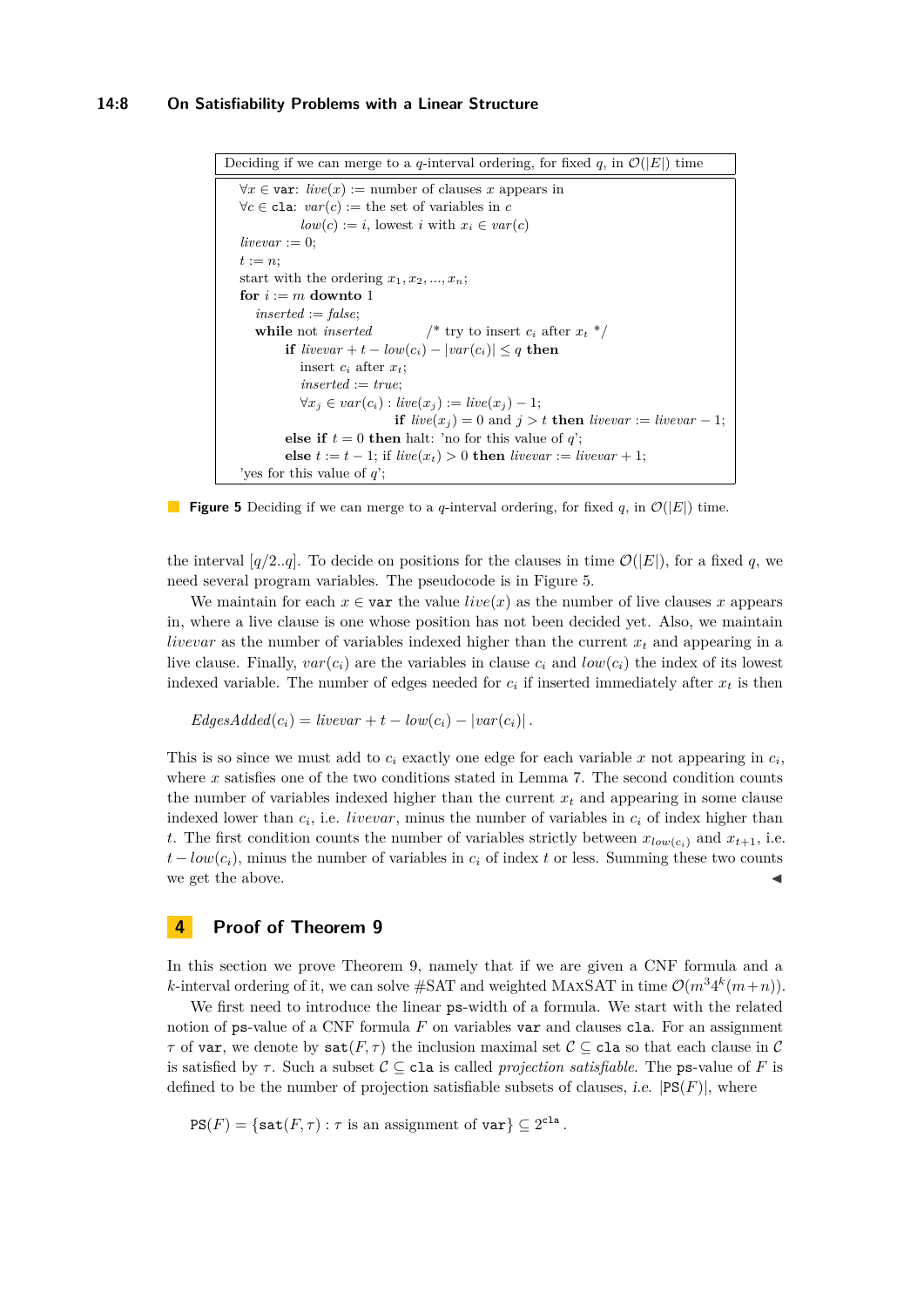Deciding if we can merge to a $q$-interval ordering, for fixed $q$, in $\mathcal{O}(|E|)$ time

```
∀x ∈ var: live(x) := number of clauses x appears in
∀c ∈ cla: var(c) := the set of variables in c
          low(c) := i, lowest i with x_i ∈ var(c)
livevar := 0;
t := n;
start with the ordering x_1, x_2, ..., x_n;
for i := m downto 1
   inserted := false;
   while not inserted          /* try to insert c_i after x_t */
      if livevar + t − low(c_i) − |var(c_i)| ≤ q then
         insert c_i after x_t;
         inserted := true;
         ∀x_j ∈ var(c_i) : live(x_j) := live(x_j) − 1;
                     if live(x_j) = 0 and j > t then livevar := livevar − 1;
      else if t = 0 then halt: 'no for this value of q';
      else t := t − 1; if live(x_t) > 0 then livevar := livevar + 1;
'yes for this value of q';
```

**Figure 5** Deciding if we can merge to a $q$-interval ordering, for fixed $q$, in $\mathcal{O}(|E|)$ time.

the interval $[q/2..q]$. To decide on positions for the clauses in time $\mathcal{O}(|E|)$, for a fixed $q$, we need several program variables. The pseudocode is in Figure 5.

We maintain for each $x \in \texttt{var}$ the value $live(x)$ as the number of live clauses $x$ appears in, where a live clause is one whose position has not been decided yet. Also, we maintain $livevar$ as the number of variables indexed higher than the current $x_t$ and appearing in a live clause. Finally, $var(c_i)$ are the variables in clause $c_i$ and $low(c_i)$ the index of its lowest indexed variable. The number of edges needed for $c_i$ if inserted immediately after $x_t$ is then

$$EdgesAdded(c_i) = livevar + t - low(c_i) - |var(c_i)|\,.$$

This is so since we must add to $c_i$ exactly one edge for each variable $x$ not appearing in $c_i$, where $x$ satisfies one of the two conditions stated in Lemma 7. The second condition counts the number of variables indexed higher than the current $x_t$ and appearing in some clause indexed lower than $c_i$, i.e. $livevar$, minus the number of variables in $c_i$ of index higher than $t$. The first condition counts the number of variables strictly between $x_{low(c_i)}$ and $x_{t+1}$, i.e. $t - low(c_i)$, minus the number of variables in $c_i$ of index $t$ or less. Summing these two counts we get the above. ◀

## 4 Proof of Theorem 9

In this section we prove Theorem 9, namely that if we are given a CNF formula and a $k$-interval ordering of it, we can solve #SAT and weighted MaxSAT in time $\mathcal{O}(m^3 4^k(m+n))$.

We first need to introduce the linear $\texttt{ps}$-width of a formula. We start with the related notion of $\texttt{ps}$-value of a CNF formula $F$ on variables $\texttt{var}$ and clauses $\texttt{cla}$. For an assignment $\tau$ of $\texttt{var}$, we denote by $\texttt{sat}(F,\tau)$ the inclusion maximal set $\mathcal{C} \subseteq \texttt{cla}$ so that each clause in $\mathcal{C}$ is satisfied by $\tau$. Such a subset $\mathcal{C} \subseteq \texttt{cla}$ is called *projection satisfiable*. The $\texttt{ps}$-value of $F$ is defined to be the number of projection satisfiable subsets of clauses, *i.e.* $|\texttt{PS}(F)|$, where

$$\texttt{PS}(F) = \{\texttt{sat}(F,\tau) : \tau \text{ is an assignment of } \texttt{var}\} \subseteq 2^{\texttt{cla}}\,.$$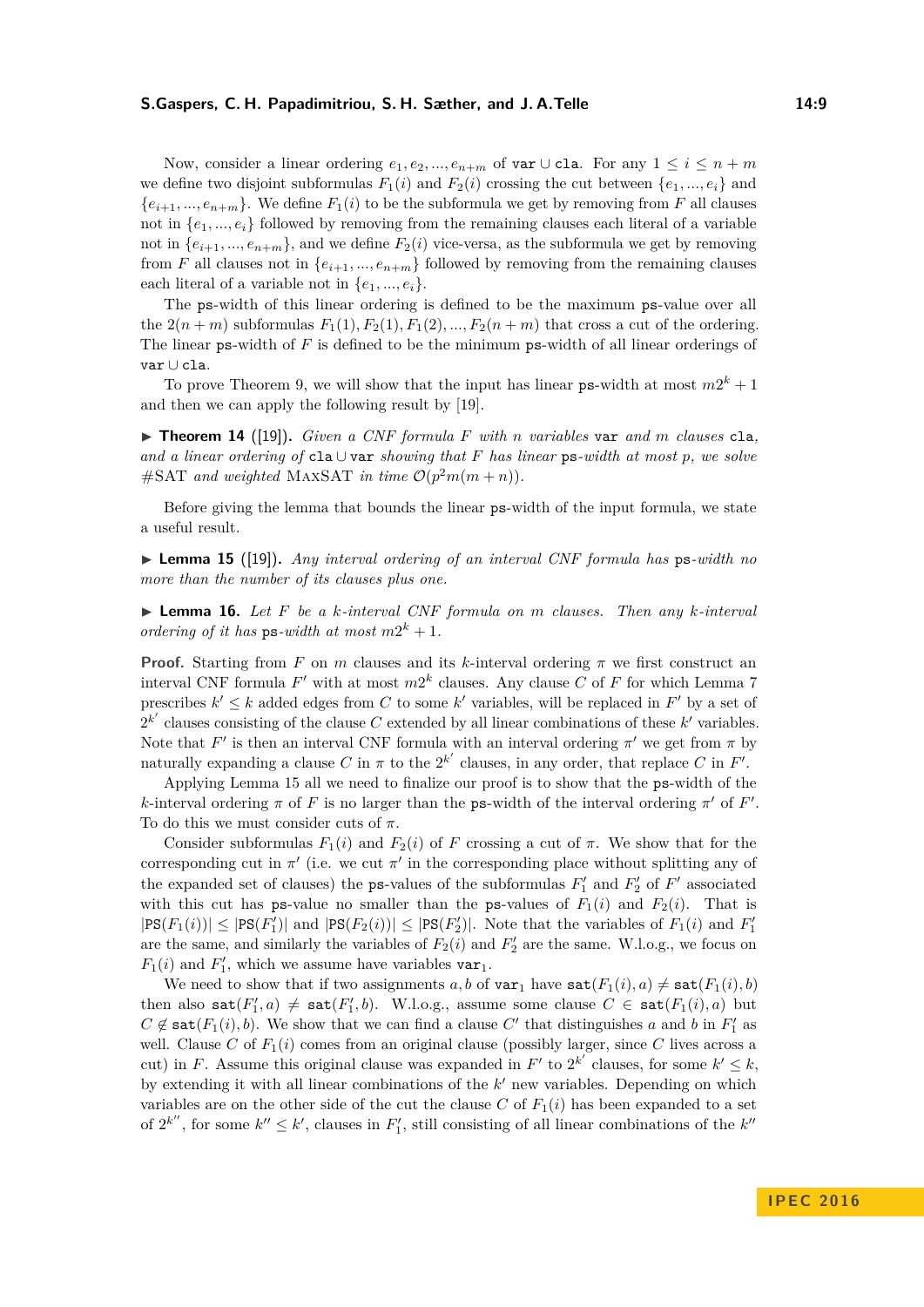Now, consider a linear ordering $e_1, e_2, ..., e_{n+m}$ of $\mathtt{var} \cup \mathtt{cla}$. For any $1 \leq i \leq n+m$ we define two disjoint subformulas $F_1(i)$ and $F_2(i)$ crossing the cut between $\{e_1, ..., e_i\}$ and $\{e_{i+1}, ..., e_{n+m}\}$. We define $F_1(i)$ to be the subformula we get by removing from $F$ all clauses not in $\{e_1, ..., e_i\}$ followed by removing from the remaining clauses each literal of a variable not in $\{e_{i+1}, ..., e_{n+m}\}$, and we define $F_2(i)$ vice-versa, as the subformula we get by removing from $F$ all clauses not in $\{e_{i+1}, ..., e_{n+m}\}$ followed by removing from the remaining clauses each literal of a variable not in $\{e_1, ..., e_i\}$.

The ps-width of this linear ordering is defined to be the maximum ps-value over all the $2(n+m)$ subformulas $F_1(1), F_2(1), F_1(2), ..., F_2(n+m)$ that cross a cut of the ordering. The linear ps-width of $F$ is defined to be the minimum ps-width of all linear orderings of $\mathtt{var} \cup \mathtt{cla}$.

To prove Theorem 9, we will show that the input has linear ps-width at most $m2^k + 1$ and then we can apply the following result by [19].

▶ **Theorem 14** ([19]). *Given a CNF formula $F$ with $n$ variables* var *and $m$ clauses* cla*, and a linear ordering of* $\mathtt{cla} \cup \mathtt{var}$ *showing that $F$ has linear* ps*-width at most $p$, we solve* #SAT *and weighted* MaxSAT *in time $\mathcal{O}(p^2 m(m+n))$.*

Before giving the lemma that bounds the linear ps-width of the input formula, we state a useful result.

▶ **Lemma 15** ([19]). *Any interval ordering of an interval CNF formula has* ps*-width no more than the number of its clauses plus one.*

▶ **Lemma 16.** *Let $F$ be a $k$-interval CNF formula on $m$ clauses. Then any $k$-interval ordering of it has* ps*-width at most $m2^k + 1$.*

**Proof.** Starting from $F$ on $m$ clauses and its $k$-interval ordering $\pi$ we first construct an interval CNF formula $F'$ with at most $m2^k$ clauses. Any clause $C$ of $F$ for which Lemma 7 prescribes $k' \leq k$ added edges from $C$ to some $k'$ variables, will be replaced in $F'$ by a set of $2^{k'}$ clauses consisting of the clause $C$ extended by all linear combinations of these $k'$ variables. Note that $F'$ is then an interval CNF formula with an interval ordering $\pi'$ we get from $\pi$ by naturally expanding a clause $C$ in $\pi$ to the $2^{k'}$ clauses, in any order, that replace $C$ in $F'$.

Applying Lemma 15 all we need to finalize our proof is to show that the ps-width of the $k$-interval ordering $\pi$ of $F$ is no larger than the ps-width of the interval ordering $\pi'$ of $F'$. To do this we must consider cuts of $\pi$.

Consider subformulas $F_1(i)$ and $F_2(i)$ of $F$ crossing a cut of $\pi$. We show that for the corresponding cut in $\pi'$ (i.e. we cut $\pi'$ in the corresponding place without splitting any of the expanded set of clauses) the ps-values of the subformulas $F'_1$ and $F'_2$ of $F'$ associated with this cut has ps-value no smaller than the ps-values of $F_1(i)$ and $F_2(i)$. That is $|\mathtt{PS}(F_1(i))| \leq |\mathtt{PS}(F'_1)|$ and $|\mathtt{PS}(F_2(i))| \leq |\mathtt{PS}(F'_2)|$. Note that the variables of $F_1(i)$ and $F'_1$ are the same, and similarly the variables of $F_2(i)$ and $F'_2$ are the same. W.l.o.g., we focus on $F_1(i)$ and $F'_1$, which we assume have variables $\mathtt{var}_1$.

We need to show that if two assignments $a, b$ of $\mathtt{var}_1$ have $\mathtt{sat}(F_1(i), a) \neq \mathtt{sat}(F_1(i), b)$ then also $\mathtt{sat}(F'_1, a) \neq \mathtt{sat}(F'_1, b)$. W.l.o.g., assume some clause $C \in \mathtt{sat}(F_1(i), a)$ but $C \notin \mathtt{sat}(F_1(i), b)$. We show that we can find a clause $C'$ that distinguishes $a$ and $b$ in $F'_1$ as well. Clause $C$ of $F_1(i)$ comes from an original clause (possibly larger, since $C$ lives across a cut) in $F$. Assume this original clause was expanded in $F'$ to $2^{k'}$ clauses, for some $k' \leq k$, by extending it with all linear combinations of the $k'$ new variables. Depending on which variables are on the other side of the cut the clause $C$ of $F_1(i)$ has been expanded to a set of $2^{k''}$, for some $k'' \leq k'$, clauses in $F'_1$, still consisting of all linear combinations of the $k''$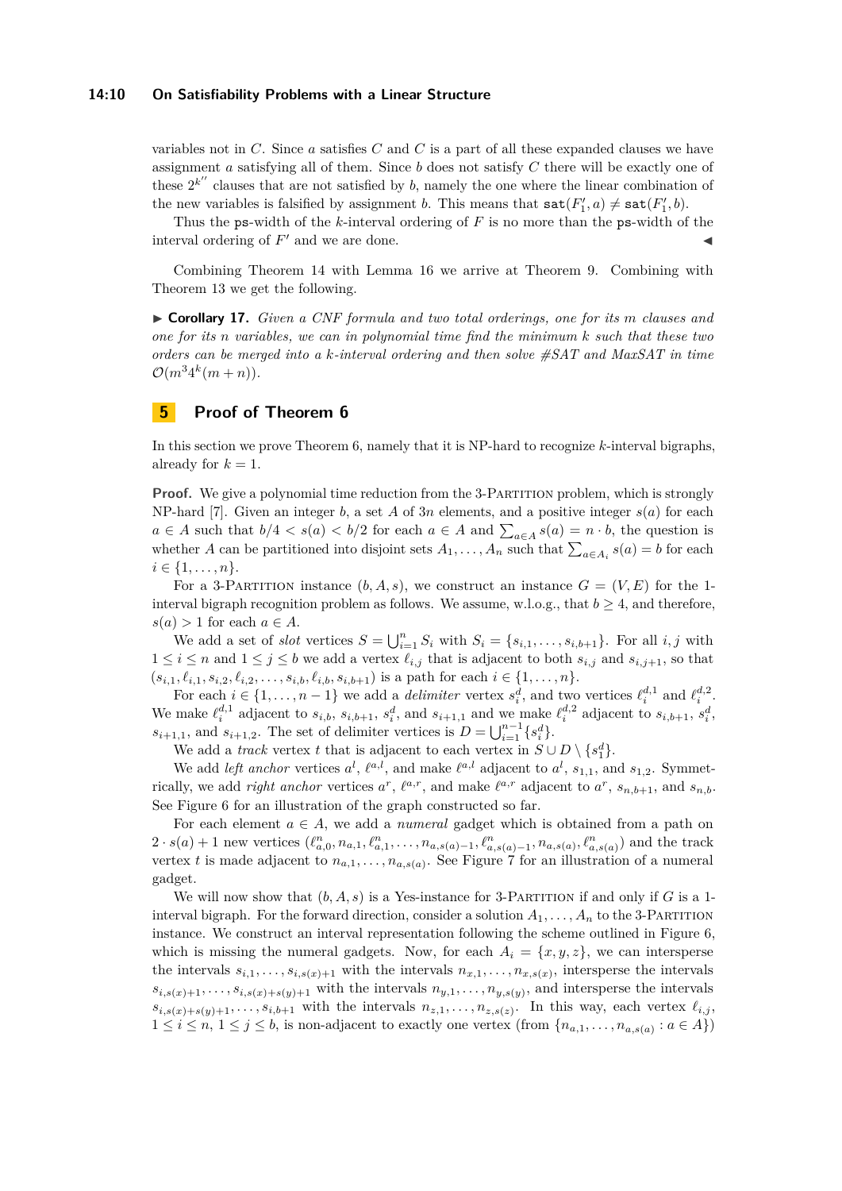variables not in $C$. Since $a$ satisfies $C$ and $C$ is a part of all these expanded clauses we have assignment $a$ satisfying all of them. Since $b$ does not satisfy $C$ there will be exactly one of these $2^{k''}$ clauses that are not satisfied by $b$, namely the one where the linear combination of the new variables is falsified by assignment $b$. This means that $\mathtt{sat}(F_1', a) \neq \mathtt{sat}(F_1', b)$.

Thus the ps-width of the $k$-interval ordering of $F$ is no more than the ps-width of the interval ordering of $F'$ and we are done. ◀

Combining Theorem 14 with Lemma 16 we arrive at Theorem 9. Combining with Theorem 13 we get the following.

▶ **Corollary 17.** *Given a CNF formula and two total orderings, one for its $m$ clauses and one for its $n$ variables, we can in polynomial time find the minimum $k$ such that these two orders can be merged into a $k$-interval ordering and then solve #SAT and MaxSAT in time $\mathcal{O}(m^3 4^k (m+n))$.*

## 5 Proof of Theorem 6

In this section we prove Theorem 6, namely that it is NP-hard to recognize $k$-interval bigraphs, already for $k = 1$.

**Proof.** We give a polynomial time reduction from the 3-Partition problem, which is strongly NP-hard [7]. Given an integer $b$, a set $A$ of $3n$ elements, and a positive integer $s(a)$ for each $a \in A$ such that $b/4 < s(a) < b/2$ for each $a \in A$ and $\sum_{a \in A} s(a) = n \cdot b$, the question is whether $A$ can be partitioned into disjoint sets $A_1, \ldots, A_n$ such that $\sum_{a \in A_i} s(a) = b$ for each $i \in \{1, \ldots, n\}$.

For a 3-Partition instance $(b, A, s)$, we construct an instance $G = (V, E)$ for the 1-interval bigraph recognition problem as follows. We assume, w.l.o.g., that $b \geq 4$, and therefore, $s(a) > 1$ for each $a \in A$.

We add a set of *slot* vertices $S = \bigcup_{i=1}^{n} S_i$ with $S_i = \{s_{i,1}, \ldots, s_{i,b+1}\}$. For all $i, j$ with $1 \leq i \leq n$ and $1 \leq j \leq b$ we add a vertex $\ell_{i,j}$ that is adjacent to both $s_{i,j}$ and $s_{i,j+1}$, so that $(s_{i,1}, \ell_{i,1}, s_{i,2}, \ell_{i,2}, \ldots, s_{i,b}, \ell_{i,b}, s_{i,b+1})$ is a path for each $i \in \{1, \ldots, n\}$.

For each $i \in \{1, \ldots, n-1\}$ we add a *delimiter* vertex $s_i^d$, and two vertices $\ell_i^{d,1}$ and $\ell_i^{d,2}$. We make $\ell_i^{d,1}$ adjacent to $s_{i,b}$, $s_{i,b+1}$, $s_i^d$, and $s_{i+1,1}$ and we make $\ell_i^{d,2}$ adjacent to $s_{i,b+1}$, $s_i^d$, $s_{i+1,1}$, and $s_{i+1,2}$. The set of delimiter vertices is $D = \bigcup_{i=1}^{n-1} \{s_i^d\}$.

We add a *track* vertex $t$ that is adjacent to each vertex in $S \cup D \setminus \{s_1^d\}$.

We add *left anchor* vertices $a^l$, $\ell^{a,l}$, and make $\ell^{a,l}$ adjacent to $a^l$, $s_{1,1}$, and $s_{1,2}$. Symmetrically, we add *right anchor* vertices $a^r$, $\ell^{a,r}$, and make $\ell^{a,r}$ adjacent to $a^r$, $s_{n,b+1}$, and $s_{n,b}$. See Figure 6 for an illustration of the graph constructed so far.

For each element $a \in A$, we add a *numeral* gadget which is obtained from a path on $2 \cdot s(a) + 1$ new vertices $(\ell_{a,0}^n, n_{a,1}, \ell_{a,1}^n, \ldots, n_{a,s(a)-1}, \ell_{a,s(a)-1}^n, n_{a,s(a)}, \ell_{a,s(a)}^n)$ and the track vertex $t$ is made adjacent to $n_{a,1}, \ldots, n_{a,s(a)}$. See Figure 7 for an illustration of a numeral gadget.

We will now show that $(b, A, s)$ is a Yes-instance for 3-Partition if and only if $G$ is a 1-interval bigraph. For the forward direction, consider a solution $A_1, \ldots, A_n$ to the 3-Partition instance. We construct an interval representation following the scheme outlined in Figure 6, which is missing the numeral gadgets. Now, for each $A_i = \{x, y, z\}$, we can intersperse the intervals $s_{i,1}, \ldots, s_{i,s(x)+1}$ with the intervals $n_{x,1}, \ldots, n_{x,s(x)}$, intersperse the intervals $s_{i,s(x)+1}, \ldots, s_{i,s(x)+s(y)+1}$ with the intervals $n_{y,1}, \ldots, n_{y,s(y)}$, and intersperse the intervals $s_{i,s(x)+s(y)+1}, \ldots, s_{i,b+1}$ with the intervals $n_{z,1}, \ldots, n_{z,s(z)}$. In this way, each vertex $\ell_{i,j}$, $1 \leq i \leq n$, $1 \leq j \leq b$, is non-adjacent to exactly one vertex (from $\{n_{a,1}, \ldots, n_{a,s(a)} : a \in A\}$)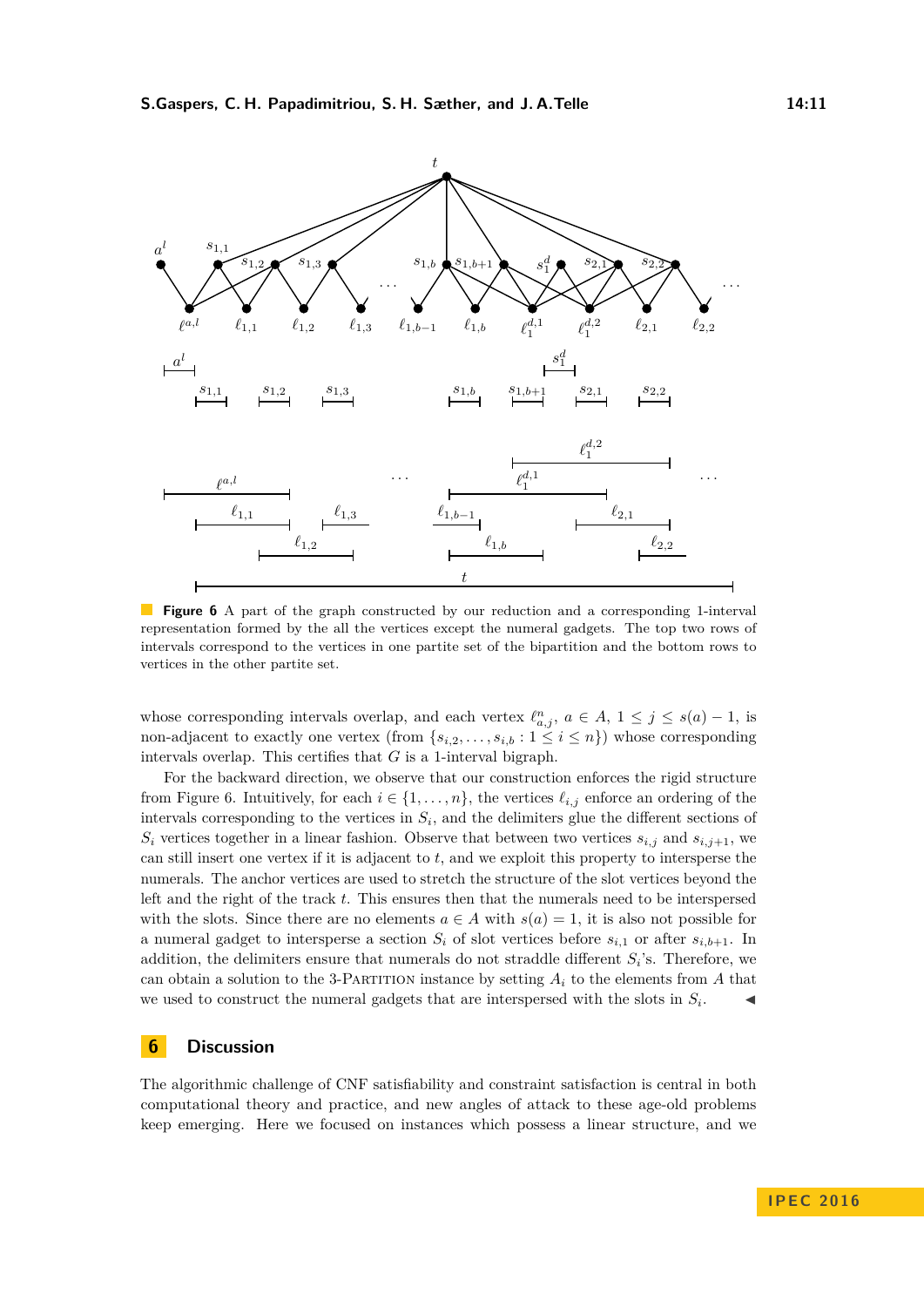**Figure 6** A part of the graph constructed by our reduction and a corresponding 1-interval representation formed by the all the vertices except the numeral gadgets. The top two rows of intervals correspond to the vertices in one partite set of the bipartition and the bottom rows to vertices in the other partite set.

whose corresponding intervals overlap, and each vertex $\ell^n_{a,j}$, $a \in A$, $1 \leq j \leq s(a) - 1$, is non-adjacent to exactly one vertex (from $\{s_{i,2}, \ldots, s_{i,b} : 1 \leq i \leq n\}$) whose corresponding intervals overlap. This certifies that $G$ is a 1-interval bigraph.

For the backward direction, we observe that our construction enforces the rigid structure from Figure 6. Intuitively, for each $i \in \{1, \ldots, n\}$, the vertices $\ell_{i,j}$ enforce an ordering of the intervals corresponding to the vertices in $S_i$, and the delimiters glue the different sections of $S_i$ vertices together in a linear fashion. Observe that between two vertices $s_{i,j}$ and $s_{i,j+1}$, we can still insert one vertex if it is adjacent to $t$, and we exploit this property to intersperse the numerals. The anchor vertices are used to stretch the structure of the slot vertices beyond the left and the right of the track $t$. This ensures then that the numerals need to be interspersed with the slots. Since there are no elements $a \in A$ with $s(a) = 1$, it is also not possible for a numeral gadget to intersperse a section $S_i$ of slot vertices before $s_{i,1}$ or after $s_{i,b+1}$. In addition, the delimiters ensure that numerals do not straddle different $S_i$'s. Therefore, we can obtain a solution to the 3-Partition instance by setting $A_i$ to the elements from $A$ that we used to construct the numeral gadgets that are interspersed with the slots in $S_i$. ◀

## 6 Discussion

The algorithmic challenge of CNF satisfiability and constraint satisfaction is central in both computational theory and practice, and new angles of attack to these age-old problems keep emerging. Here we focused on instances which possess a linear structure, and we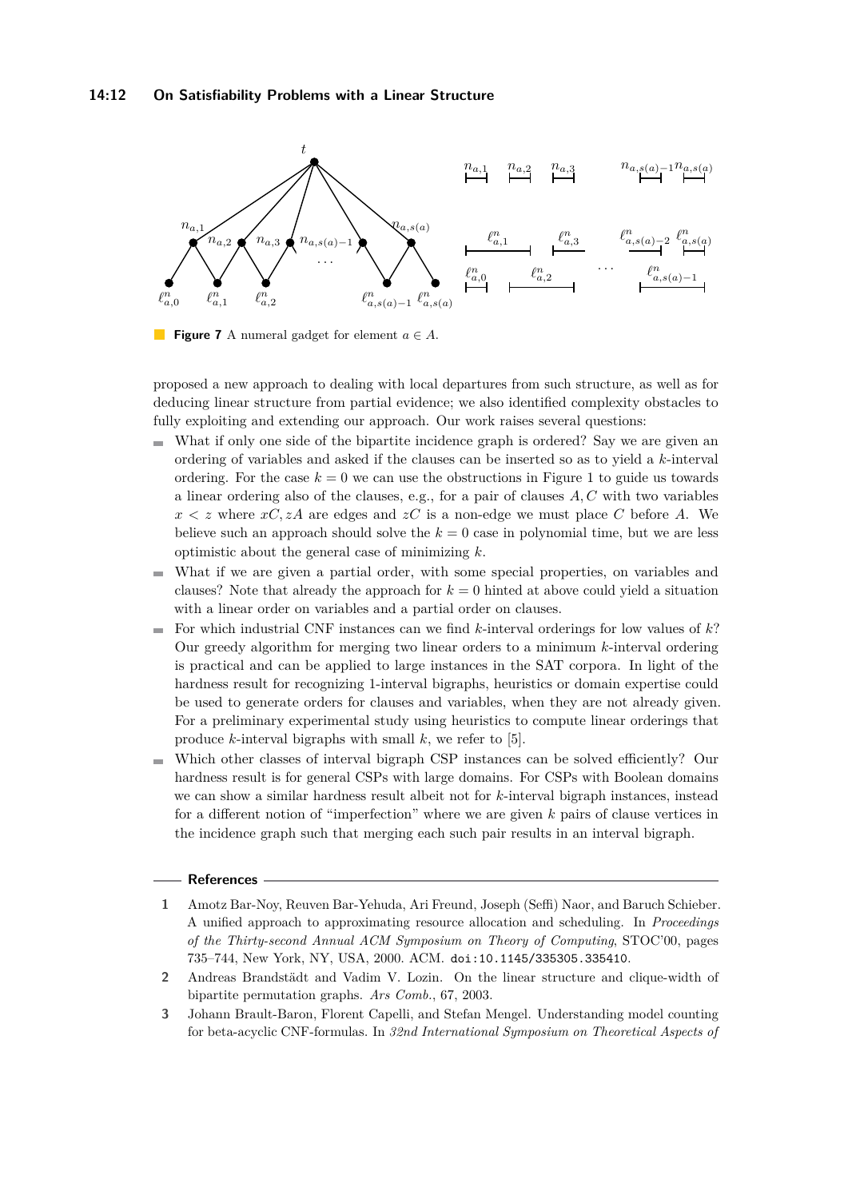**Figure 7** A numeral gadget for element $a \in A$.

proposed a new approach to dealing with local departures from such structure, as well as for deducing linear structure from partial evidence; we also identified complexity obstacles to fully exploiting and extending our approach. Our work raises several questions:

- What if only one side of the bipartite incidence graph is ordered? Say we are given an ordering of variables and asked if the clauses can be inserted so as to yield a $k$-interval ordering. For the case $k = 0$ we can use the obstructions in Figure 1 to guide us towards a linear ordering also of the clauses, e.g., for a pair of clauses $A, C$ with two variables $x < z$ where $xC, zA$ are edges and $zC$ is a non-edge we must place $C$ before $A$. We believe such an approach should solve the $k = 0$ case in polynomial time, but we are less optimistic about the general case of minimizing $k$.
- What if we are given a partial order, with some special properties, on variables and clauses? Note that already the approach for $k = 0$ hinted at above could yield a situation with a linear order on variables and a partial order on clauses.
- For which industrial CNF instances can we find $k$-interval orderings for low values of $k$? Our greedy algorithm for merging two linear orders to a minimum $k$-interval ordering is practical and can be applied to large instances in the SAT corpora. In light of the hardness result for recognizing 1-interval bigraphs, heuristics or domain expertise could be used to generate orders for clauses and variables, when they are not already given. For a preliminary experimental study using heuristics to compute linear orderings that produce $k$-interval bigraphs with small $k$, we refer to [5].
- Which other classes of interval bigraph CSP instances can be solved efficiently? Our hardness result is for general CSPs with large domains. For CSPs with Boolean domains we can show a similar hardness result albeit not for $k$-interval bigraph instances, instead for a different notion of "imperfection" where we are given $k$ pairs of clause vertices in the incidence graph such that merging each such pair results in an interval bigraph.

## References

1. Amotz Bar-Noy, Reuven Bar-Yehuda, Ari Freund, Joseph (Seffi) Naor, and Baruch Schieber. A unified approach to approximating resource allocation and scheduling. In *Proceedings of the Thirty-second Annual ACM Symposium on Theory of Computing*, STOC'00, pages 735–744, New York, NY, USA, 2000. ACM. doi:10.1145/335305.335410.
2. Andreas Brandstädt and Vadim V. Lozin. On the linear structure and clique-width of bipartite permutation graphs. *Ars Comb.*, 67, 2003.
3. Johann Brault-Baron, Florent Capelli, and Stefan Mengel. Understanding model counting for beta-acyclic CNF-formulas. In *32nd International Symposium on Theoretical Aspects of*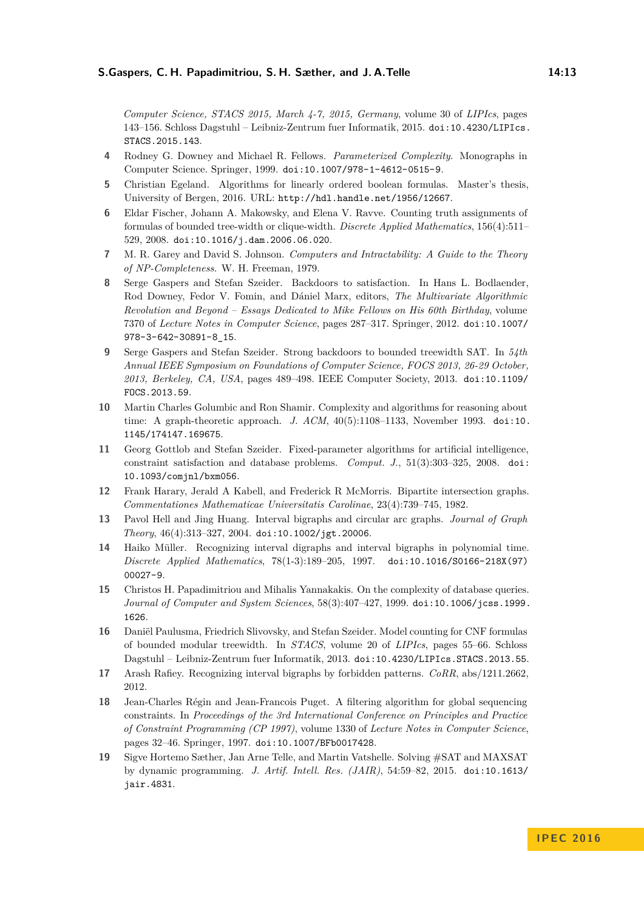*Computer Science, STACS 2015, March 4-7, 2015, Germany*, volume 30 of *LIPIcs*, pages 143–156. Schloss Dagstuhl – Leibniz-Zentrum fuer Informatik, 2015. doi:10.4230/LIPIcs.STACS.2015.143.

4. Rodney G. Downey and Michael R. Fellows. *Parameterized Complexity*. Monographs in Computer Science. Springer, 1999. doi:10.1007/978-1-4612-0515-9.
5. Christian Egeland. Algorithms for linearly ordered boolean formulas. Master's thesis, University of Bergen, 2016. URL: http://hdl.handle.net/1956/12667.
6. Eldar Fischer, Johann A. Makowsky, and Elena V. Ravve. Counting truth assignments of formulas of bounded tree-width or clique-width. *Discrete Applied Mathematics*, 156(4):511–529, 2008. doi:10.1016/j.dam.2006.06.020.
7. M. R. Garey and David S. Johnson. *Computers and Intractability: A Guide to the Theory of NP-Completeness*. W. H. Freeman, 1979.
8. Serge Gaspers and Stefan Szeider. Backdoors to satisfaction. In Hans L. Bodlaender, Rod Downey, Fedor V. Fomin, and Dániel Marx, editors, *The Multivariate Algorithmic Revolution and Beyond – Essays Dedicated to Mike Fellows on His 60th Birthday*, volume 7370 of *Lecture Notes in Computer Science*, pages 287–317. Springer, 2012. doi:10.1007/978-3-642-30891-8_15.
9. Serge Gaspers and Stefan Szeider. Strong backdoors to bounded treewidth SAT. In *54th Annual IEEE Symposium on Foundations of Computer Science, FOCS 2013, 26-29 October, 2013, Berkeley, CA, USA*, pages 489–498. IEEE Computer Society, 2013. doi:10.1109/FOCS.2013.59.
10. Martin Charles Golumbic and Ron Shamir. Complexity and algorithms for reasoning about time: A graph-theoretic approach. *J. ACM*, 40(5):1108–1133, November 1993. doi:10.1145/174147.169675.
11. Georg Gottlob and Stefan Szeider. Fixed-parameter algorithms for artificial intelligence, constraint satisfaction and database problems. *Comput. J.*, 51(3):303–325, 2008. doi:10.1093/comjnl/bxm056.
12. Frank Harary, Jerald A Kabell, and Frederick R McMorris. Bipartite intersection graphs. *Commentationes Mathematicae Universitatis Carolinae*, 23(4):739–745, 1982.
13. Pavol Hell and Jing Huang. Interval bigraphs and circular arc graphs. *Journal of Graph Theory*, 46(4):313–327, 2004. doi:10.1002/jgt.20006.
14. Haiko Müller. Recognizing interval digraphs and interval bigraphs in polynomial time. *Discrete Applied Mathematics*, 78(1-3):189–205, 1997. doi:10.1016/S0166-218X(97)00027-9.
15. Christos H. Papadimitriou and Mihalis Yannakakis. On the complexity of database queries. *Journal of Computer and System Sciences*, 58(3):407–427, 1999. doi:10.1006/jcss.1999.1626.
16. Daniël Paulusma, Friedrich Slivovsky, and Stefan Szeider. Model counting for CNF formulas of bounded modular treewidth. In *STACS*, volume 20 of *LIPIcs*, pages 55–66. Schloss Dagstuhl – Leibniz-Zentrum fuer Informatik, 2013. doi:10.4230/LIPIcs.STACS.2013.55.
17. Arash Rafiey. Recognizing interval bigraphs by forbidden patterns. *CoRR*, abs/1211.2662, 2012.
18. Jean-Charles Régin and Jean-Francois Puget. A filtering algorithm for global sequencing constraints. In *Proceedings of the 3rd International Conference on Principles and Practice of Constraint Programming (CP 1997)*, volume 1330 of *Lecture Notes in Computer Science*, pages 32–46. Springer, 1997. doi:10.1007/BFb0017428.
19. Sigve Hortemo Sæther, Jan Arne Telle, and Martin Vatshelle. Solving #SAT and MAXSAT by dynamic programming. *J. Artif. Intell. Res. (JAIR)*, 54:59–82, 2015. doi:10.1613/jair.4831.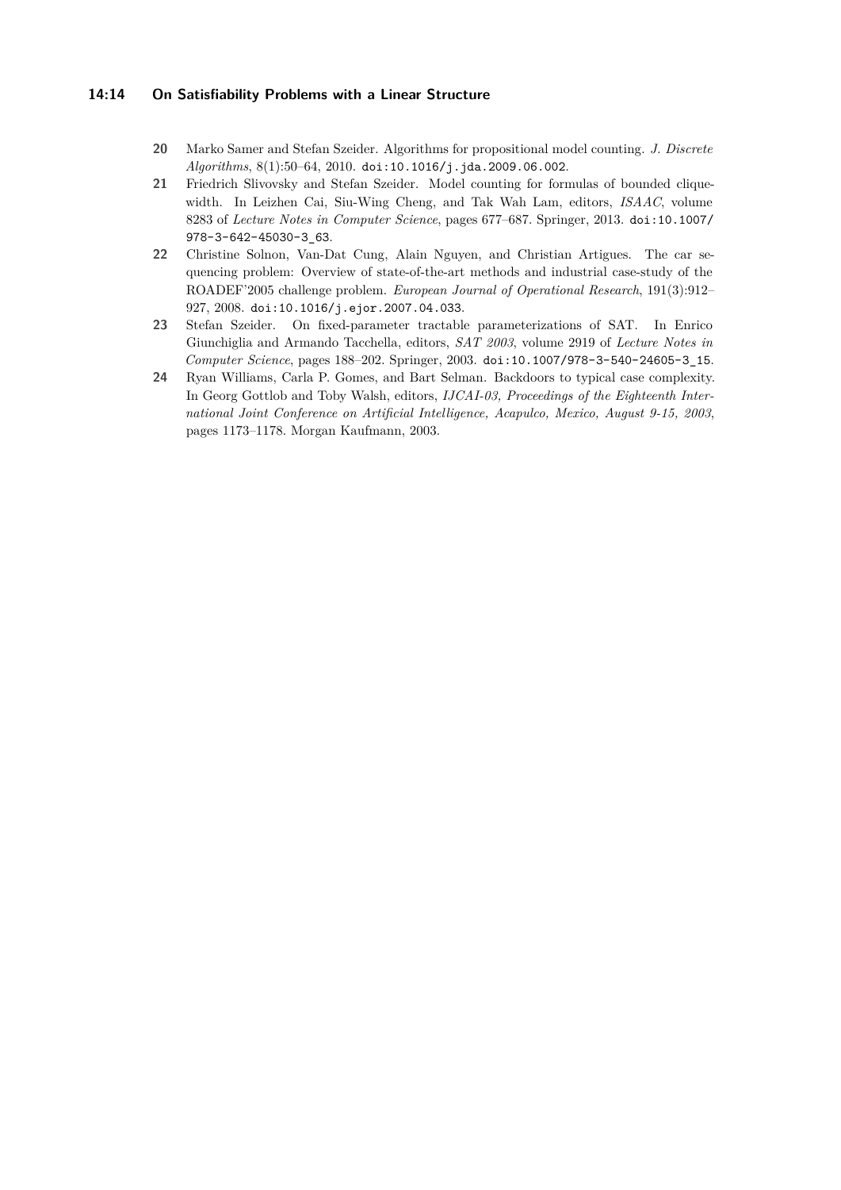20 Marko Samer and Stefan Szeider. Algorithms for propositional model counting. *J. Discrete Algorithms*, 8(1):50–64, 2010. doi:10.1016/j.jda.2009.06.002.

21 Friedrich Slivovsky and Stefan Szeider. Model counting for formulas of bounded clique-width. In Leizhen Cai, Siu-Wing Cheng, and Tak Wah Lam, editors, *ISAAC*, volume 8283 of *Lecture Notes in Computer Science*, pages 677–687. Springer, 2013. doi:10.1007/978-3-642-45030-3_63.

22 Christine Solnon, Van-Dat Cung, Alain Nguyen, and Christian Artigues. The car sequencing problem: Overview of state-of-the-art methods and industrial case-study of the ROADEF'2005 challenge problem. *European Journal of Operational Research*, 191(3):912–927, 2008. doi:10.1016/j.ejor.2007.04.033.

23 Stefan Szeider. On fixed-parameter tractable parameterizations of SAT. In Enrico Giunchiglia and Armando Tacchella, editors, *SAT 2003*, volume 2919 of *Lecture Notes in Computer Science*, pages 188–202. Springer, 2003. doi:10.1007/978-3-540-24605-3_15.

24 Ryan Williams, Carla P. Gomes, and Bart Selman. Backdoors to typical case complexity. In Georg Gottlob and Toby Walsh, editors, *IJCAI-03, Proceedings of the Eighteenth International Joint Conference on Artificial Intelligence, Acapulco, Mexico, August 9-15, 2003*, pages 1173–1178. Morgan Kaufmann, 2003.